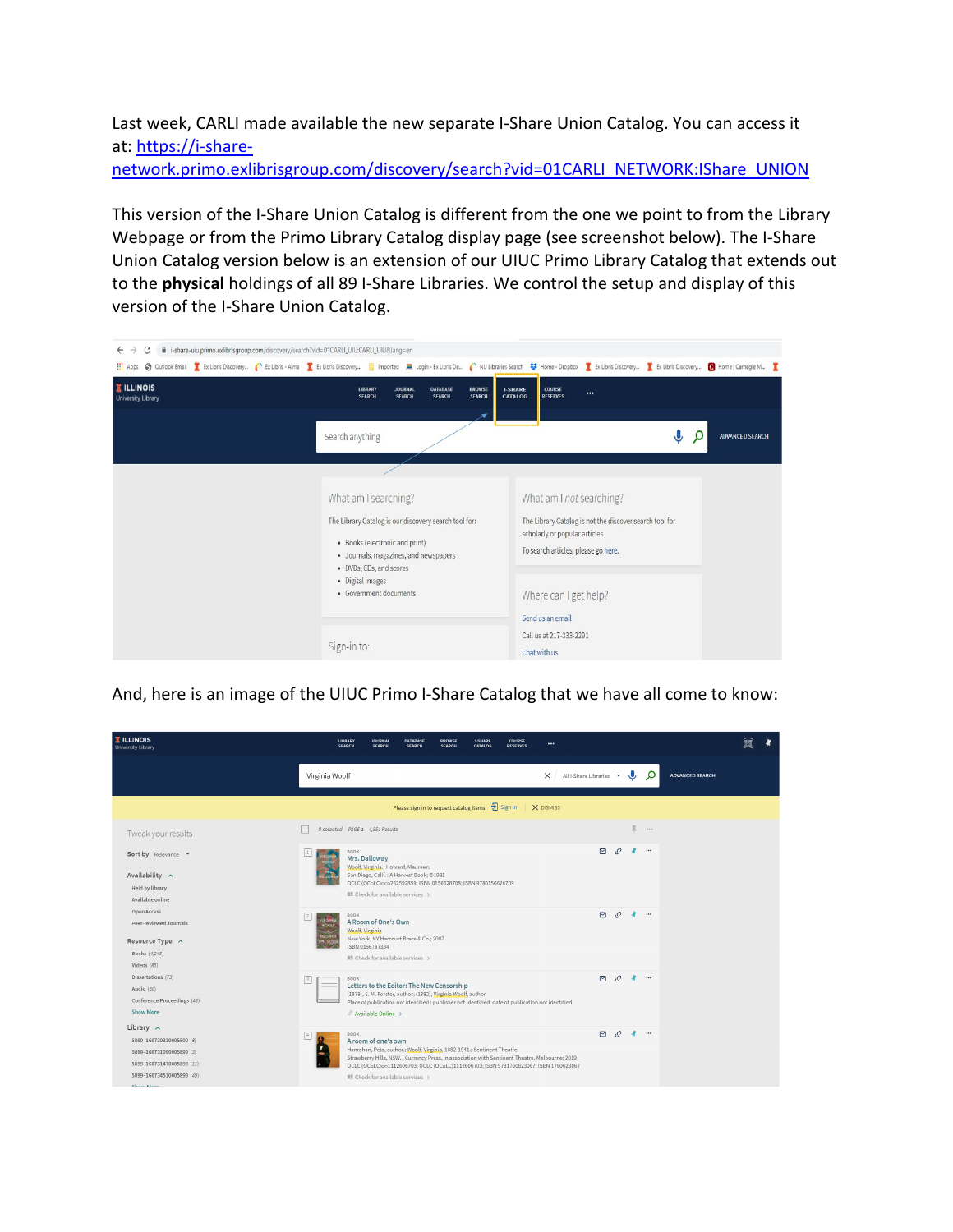Last week, CARLI made available the new separate I-Share Union Catalog. You can access it at: [https://i-share-network.primo.exlibrisgroup.com/discovery/search?vid=01CARLI_NETWORK:IShare_UNION](https://i-share-network.primo.exlibrisgroup.com/discovery/search?vid=01CARLI_NETWORK:IShare_UNION)

This version of the I-Share Union Catalog is different from the one we point to from the Library Webpage or from the Primo Library Catalog display page (see screenshot below). The I-Share Union Catalog version below is an extension of our UIUC Primo Library Catalog that extends out to the **physical** holdings of all 89 I-Share Libraries. We control the setup and display of this version of the I-Share Union Catalog.

And, here is an image of the UIUC Primo I-Share Catalog that we have all come to know: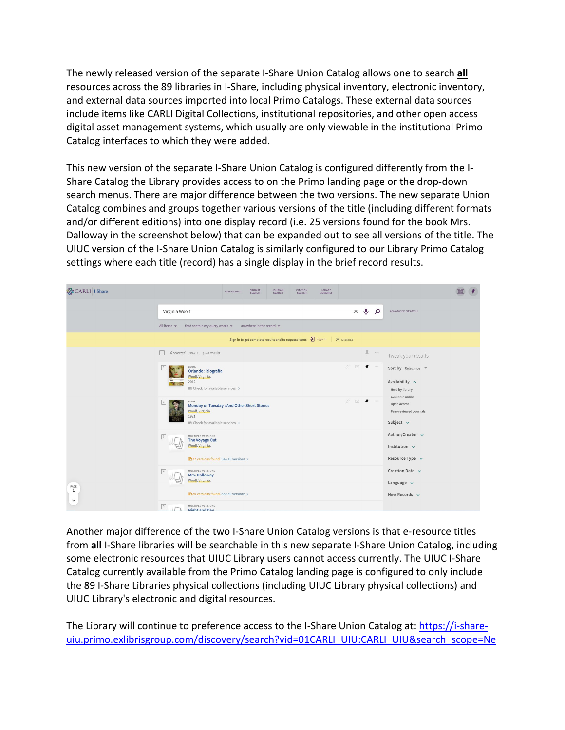The newly released version of the separate I-Share Union Catalog allows one to search **all** resources across the 89 libraries in I-Share, including physical inventory, electronic inventory, and external data sources imported into local Primo Catalogs. These external data sources include items like CARLI Digital Collections, institutional repositories, and other open access digital asset management systems, which usually are only viewable in the institutional Primo Catalog interfaces to which they were added.

This new version of the separate I-Share Union Catalog is configured differently from the I-Share Catalog the Library provides access to on the Primo landing page or the drop-down search menus. There are major difference between the two versions. The new separate Union Catalog combines and groups together various versions of the title (including different formats and/or different editions) into one display record (i.e. 25 versions found for the book Mrs. Dalloway in the screenshot below) that can be expanded out to see all versions of the title. The UIUC version of the I-Share Union Catalog is similarly configured to our Library Primo Catalog settings where each title (record) has a single display in the brief record results.

Another major difference of the two I-Share Union Catalog versions is that e-resource titles from **all** I-Share libraries will be searchable in this new separate I-Share Union Catalog, including some electronic resources that UIUC Library users cannot access currently. The UIUC I-Share Catalog currently available from the Primo Catalog landing page is configured to only include the 89 I-Share Libraries physical collections (including UIUC Library physical collections) and UIUC Library's electronic and digital resources.

The Library will continue to preference access to the I-Share Union Catalog at: https://i-share-uiu.primo.exlibrisgroup.com/discovery/search?vid=01CARLI_UIU:CARLI_UIU&search_scope=Ne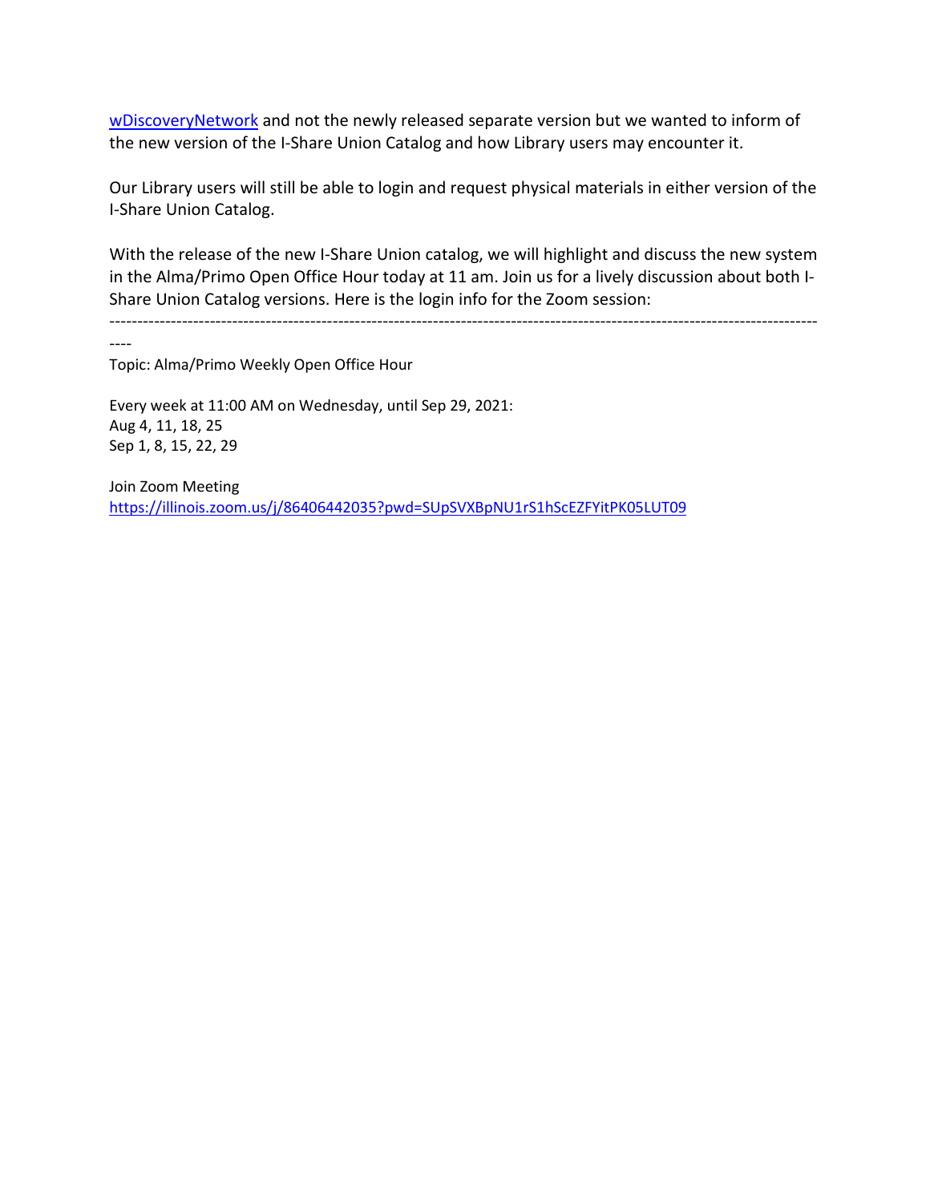wDiscoveryNetwork and not the newly released separate version but we wanted to inform of the new version of the I-Share Union Catalog and how Library users may encounter it.

Our Library users will still be able to login and request physical materials in either version of the I-Share Union Catalog.

With the release of the new I-Share Union catalog, we will highlight and discuss the new system in the Alma/Primo Open Office Hour today at 11 am. Join us for a lively discussion about both I-Share Union Catalog versions. Here is the login info for the Zoom session:

----------------------------------------------------------------------------------------------------------------------------------

Topic: Alma/Primo Weekly Open Office Hour

Every week at 11:00 AM on Wednesday, until Sep 29, 2021:
Aug 4, 11, 18, 25
Sep 1, 8, 15, 22, 29

Join Zoom Meeting
https://illinois.zoom.us/j/86406442035?pwd=SUpSVXBpNU1rS1hScEZFYitPK05LUT09